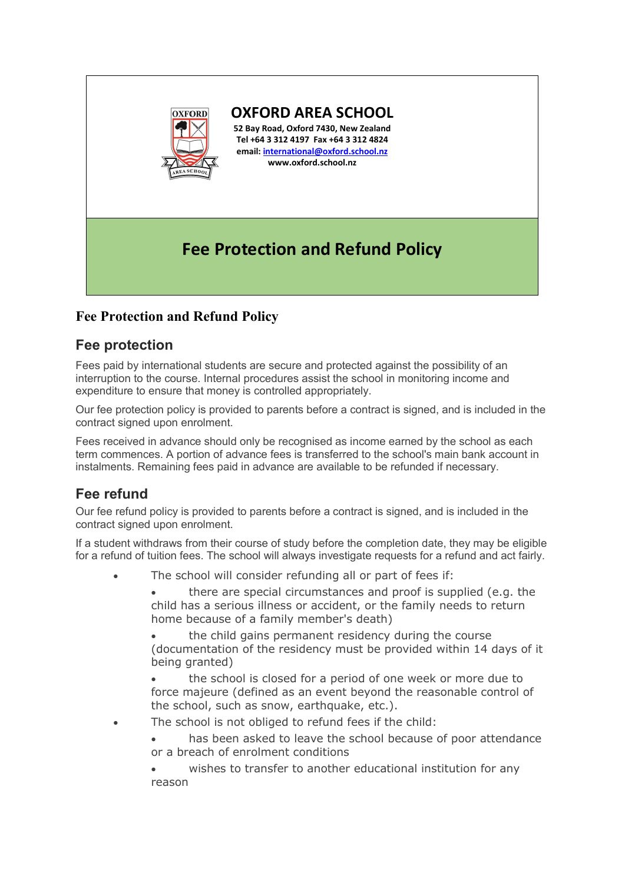# OXFORD AREA SCHOOL

**52 Bay Road, Oxford 7430, New Zealand**
**Tel +64 3 312 4197 Fax +64 3 312 4824**
**email: international@oxford.school.nz**
**www.oxford.school.nz**

# Fee Protection and Refund Policy

## Fee Protection and Refund Policy

## Fee protection

Fees paid by international students are secure and protected against the possibility of an interruption to the course. Internal procedures assist the school in monitoring income and expenditure to ensure that money is controlled appropriately.

Our fee protection policy is provided to parents before a contract is signed, and is included in the contract signed upon enrolment.

Fees received in advance should only be recognised as income earned by the school as each term commences. A portion of advance fees is transferred to the school's main bank account in instalments. Remaining fees paid in advance are available to be refunded if necessary.

## Fee refund

Our fee refund policy is provided to parents before a contract is signed, and is included in the contract signed upon enrolment.

If a student withdraws from their course of study before the completion date, they may be eligible for a refund of tuition fees. The school will always investigate requests for a refund and act fairly.

- The school will consider refunding all or part of fees if:
  - there are special circumstances and proof is supplied (e.g. the child has a serious illness or accident, or the family needs to return home because of a family member's death)
  - the child gains permanent residency during the course (documentation of the residency must be provided within 14 days of it being granted)
  - the school is closed for a period of one week or more due to force majeure (defined as an event beyond the reasonable control of the school, such as snow, earthquake, etc.).
- The school is not obliged to refund fees if the child:
  - has been asked to leave the school because of poor attendance or a breach of enrolment conditions
  - wishes to transfer to another educational institution for any reason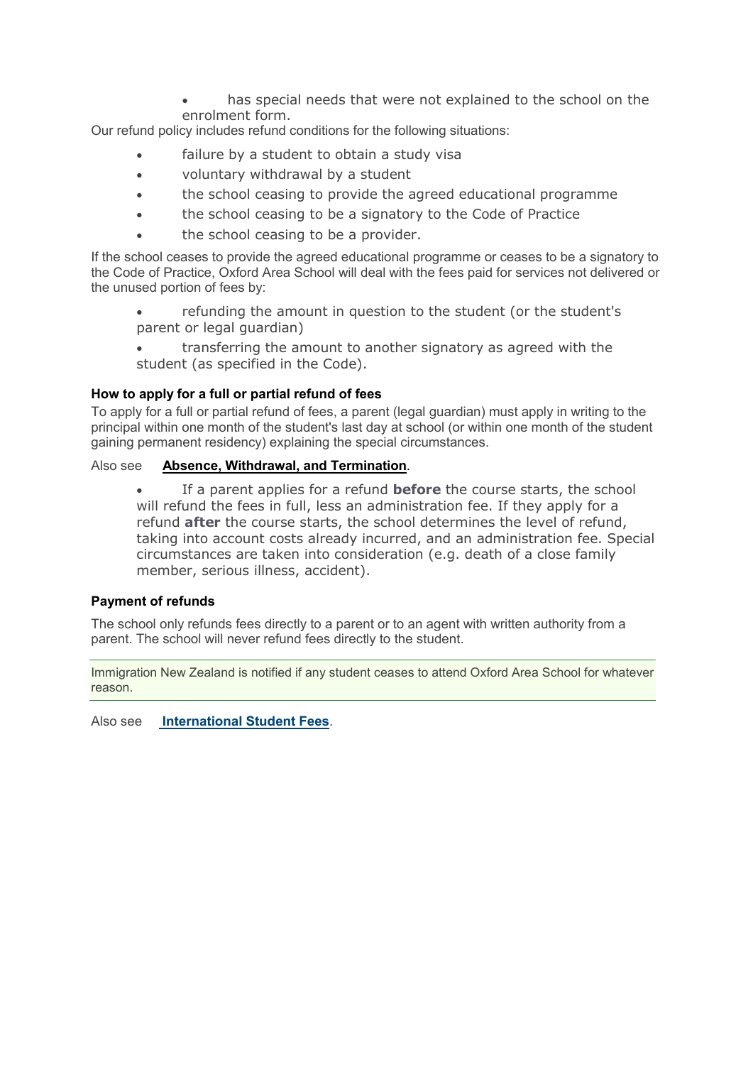- has special needs that were not explained to the school on the enrolment form.

Our refund policy includes refund conditions for the following situations:

- failure by a student to obtain a study visa
- voluntary withdrawal by a student
- the school ceasing to provide the agreed educational programme
- the school ceasing to be a signatory to the Code of Practice
- the school ceasing to be a provider.

If the school ceases to provide the agreed educational programme or ceases to be a signatory to the Code of Practice, Oxford Area School will deal with the fees paid for services not delivered or the unused portion of fees by:

- refunding the amount in question to the student (or the student's parent or legal guardian)
- transferring the amount to another signatory as agreed with the student (as specified in the Code).

### How to apply for a full or partial refund of fees

To apply for a full or partial refund of fees, a parent (legal guardian) must apply in writing to the principal within one month of the student's last day at school (or within one month of the student gaining permanent residency) explaining the special circumstances.

Also see **Absence, Withdrawal, and Termination**.

- If a parent applies for a refund **before** the course starts, the school will refund the fees in full, less an administration fee. If they apply for a refund **after** the course starts, the school determines the level of refund, taking into account costs already incurred, and an administration fee. Special circumstances are taken into consideration (e.g. death of a close family member, serious illness, accident).

### Payment of refunds

The school only refunds fees directly to a parent or to an agent with written authority from a parent. The school will never refund fees directly to the student.

Immigration New Zealand is notified if any student ceases to attend Oxford Area School for whatever reason.

Also see **International Student Fees**.